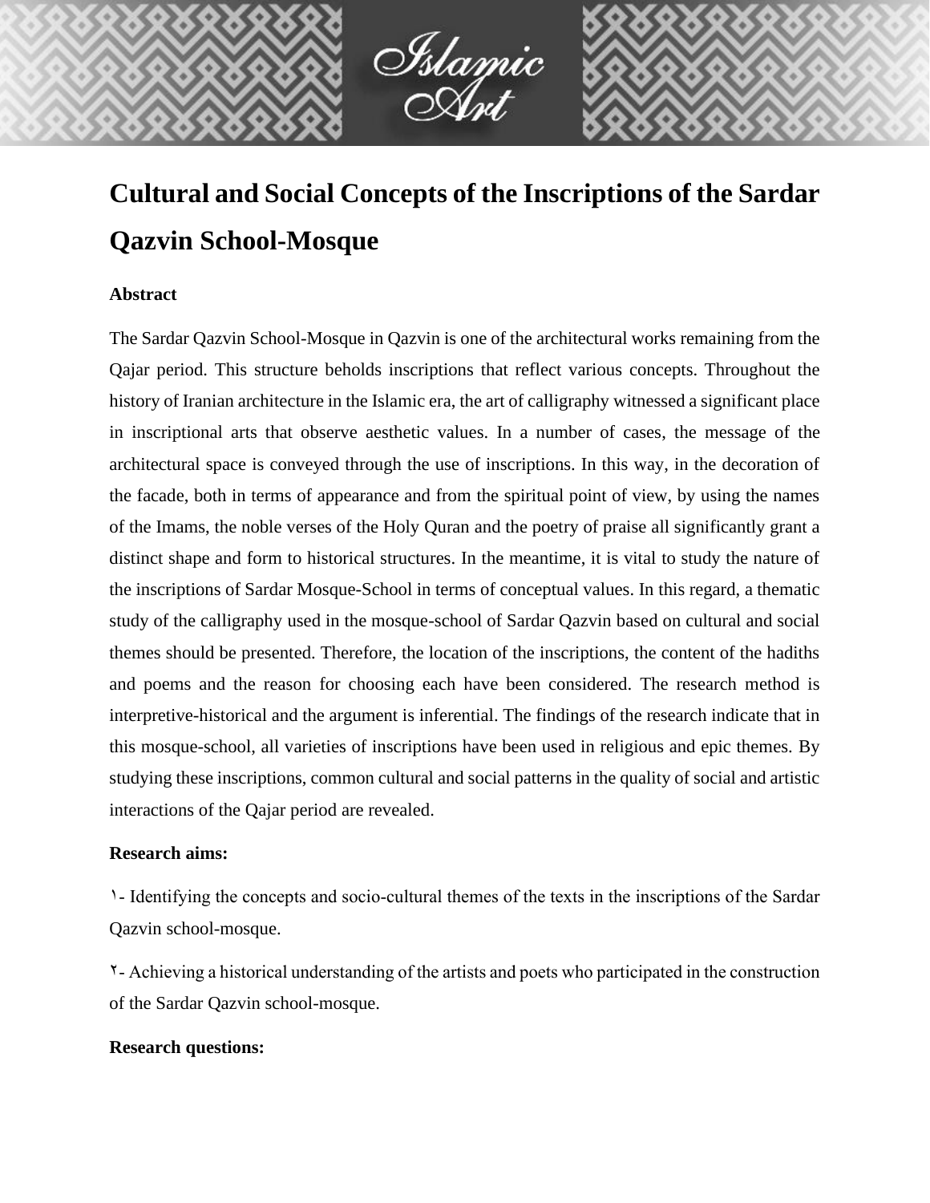# Cultural and Social Concepts of the Inscriptions of the Sardar Qazvin School-Mosque

## Abstract

The Sardar Qazvin School-Mosque in Qazvin is one of the architectural works remaining from the Qajar period. This structure beholds inscriptions that reflect various concepts. Throughout the history of Iranian architecture in the Islamic era, the art of calligraphy witnessed a significant place in inscriptional arts that observe aesthetic values. In a number of cases, the message of the architectural space is conveyed through the use of inscriptions. In this way, in the decoration of the facade, both in terms of appearance and from the spiritual point of view, by using the names of the Imams, the noble verses of the Holy Quran and the poetry of praise all significantly grant a distinct shape and form to historical structures. In the meantime, it is vital to study the nature of the inscriptions of Sardar Mosque-School in terms of conceptual values. In this regard, a thematic study of the calligraphy used in the mosque-school of Sardar Qazvin based on cultural and social themes should be presented. Therefore, the location of the inscriptions, the content of the hadiths and poems and the reason for choosing each have been considered. The research method is interpretive-historical and the argument is inferential. The findings of the research indicate that in this mosque-school, all varieties of inscriptions have been used in religious and epic themes. By studying these inscriptions, common cultural and social patterns in the quality of social and artistic interactions of the Qajar period are revealed.

### Research aims:

١- Identifying the concepts and socio-cultural themes of the texts in the inscriptions of the Sardar Qazvin school-mosque.

٢- Achieving a historical understanding of the artists and poets who participated in the construction of the Sardar Qazvin school-mosque.

### Research questions: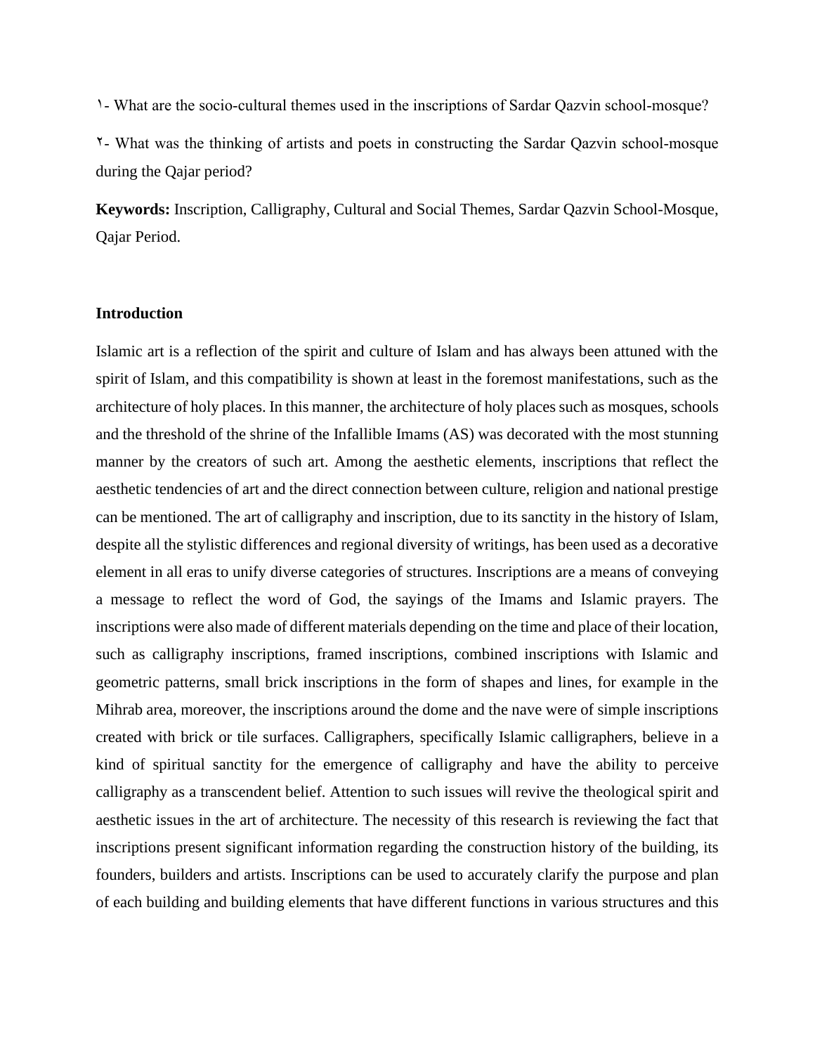١- What are the socio-cultural themes used in the inscriptions of Sardar Qazvin school-mosque?

٢- What was the thinking of artists and poets in constructing the Sardar Qazvin school-mosque during the Qajar period?

**Keywords:** Inscription, Calligraphy, Cultural and Social Themes, Sardar Qazvin School-Mosque, Qajar Period.

## Introduction

Islamic art is a reflection of the spirit and culture of Islam and has always been attuned with the spirit of Islam, and this compatibility is shown at least in the foremost manifestations, such as the architecture of holy places. In this manner, the architecture of holy places such as mosques, schools and the threshold of the shrine of the Infallible Imams (AS) was decorated with the most stunning manner by the creators of such art. Among the aesthetic elements, inscriptions that reflect the aesthetic tendencies of art and the direct connection between culture, religion and national prestige can be mentioned. The art of calligraphy and inscription, due to its sanctity in the history of Islam, despite all the stylistic differences and regional diversity of writings, has been used as a decorative element in all eras to unify diverse categories of structures. Inscriptions are a means of conveying a message to reflect the word of God, the sayings of the Imams and Islamic prayers. The inscriptions were also made of different materials depending on the time and place of their location, such as calligraphy inscriptions, framed inscriptions, combined inscriptions with Islamic and geometric patterns, small brick inscriptions in the form of shapes and lines, for example in the Mihrab area, moreover, the inscriptions around the dome and the nave were of simple inscriptions created with brick or tile surfaces. Calligraphers, specifically Islamic calligraphers, believe in a kind of spiritual sanctity for the emergence of calligraphy and have the ability to perceive calligraphy as a transcendent belief. Attention to such issues will revive the theological spirit and aesthetic issues in the art of architecture. The necessity of this research is reviewing the fact that inscriptions present significant information regarding the construction history of the building, its founders, builders and artists. Inscriptions can be used to accurately clarify the purpose and plan of each building and building elements that have different functions in various structures and this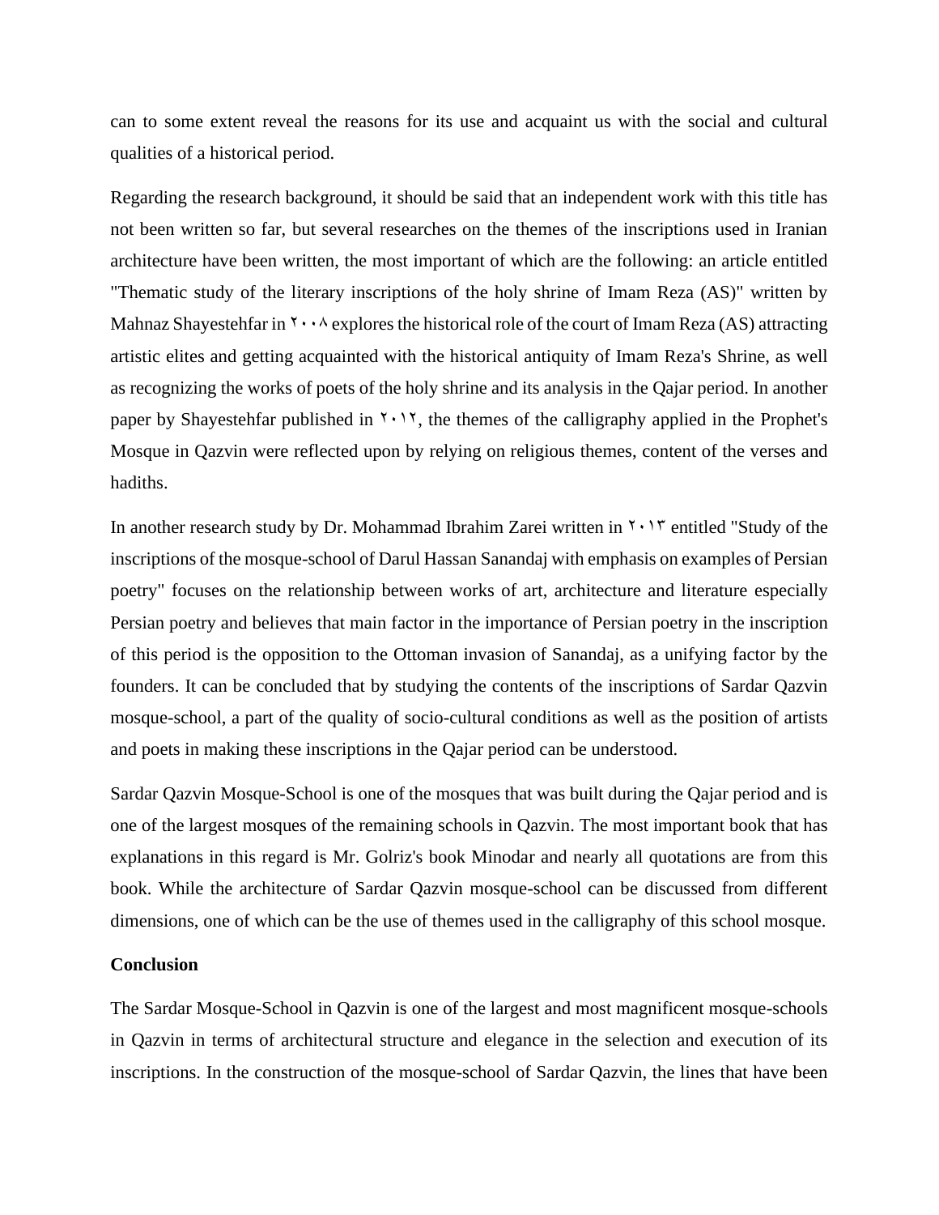can to some extent reveal the reasons for its use and acquaint us with the social and cultural qualities of a historical period.

Regarding the research background, it should be said that an independent work with this title has not been written so far, but several researches on the themes of the inscriptions used in Iranian architecture have been written, the most important of which are the following: an article entitled "Thematic study of the literary inscriptions of the holy shrine of Imam Reza (AS)" written by Mahnaz Shayestehfar in ۲۰۰۸ explores the historical role of the court of Imam Reza (AS) attracting artistic elites and getting acquainted with the historical antiquity of Imam Reza's Shrine, as well as recognizing the works of poets of the holy shrine and its analysis in the Qajar period. In another paper by Shayestehfar published in ۲۰۱۲, the themes of the calligraphy applied in the Prophet's Mosque in Qazvin were reflected upon by relying on religious themes, content of the verses and hadiths.

In another research study by Dr. Mohammad Ibrahim Zarei written in ۲۰۱۳ entitled "Study of the inscriptions of the mosque-school of Darul Hassan Sanandaj with emphasis on examples of Persian poetry" focuses on the relationship between works of art, architecture and literature especially Persian poetry and believes that main factor in the importance of Persian poetry in the inscription of this period is the opposition to the Ottoman invasion of Sanandaj, as a unifying factor by the founders. It can be concluded that by studying the contents of the inscriptions of Sardar Qazvin mosque-school, a part of the quality of socio-cultural conditions as well as the position of artists and poets in making these inscriptions in the Qajar period can be understood.

Sardar Qazvin Mosque-School is one of the mosques that was built during the Qajar period and is one of the largest mosques of the remaining schools in Qazvin. The most important book that has explanations in this regard is Mr. Golriz's book Minodar and nearly all quotations are from this book. While the architecture of Sardar Qazvin mosque-school can be discussed from different dimensions, one of which can be the use of themes used in the calligraphy of this school mosque.

**Conclusion**

The Sardar Mosque-School in Qazvin is one of the largest and most magnificent mosque-schools in Qazvin in terms of architectural structure and elegance in the selection and execution of its inscriptions. In the construction of the mosque-school of Sardar Qazvin, the lines that have been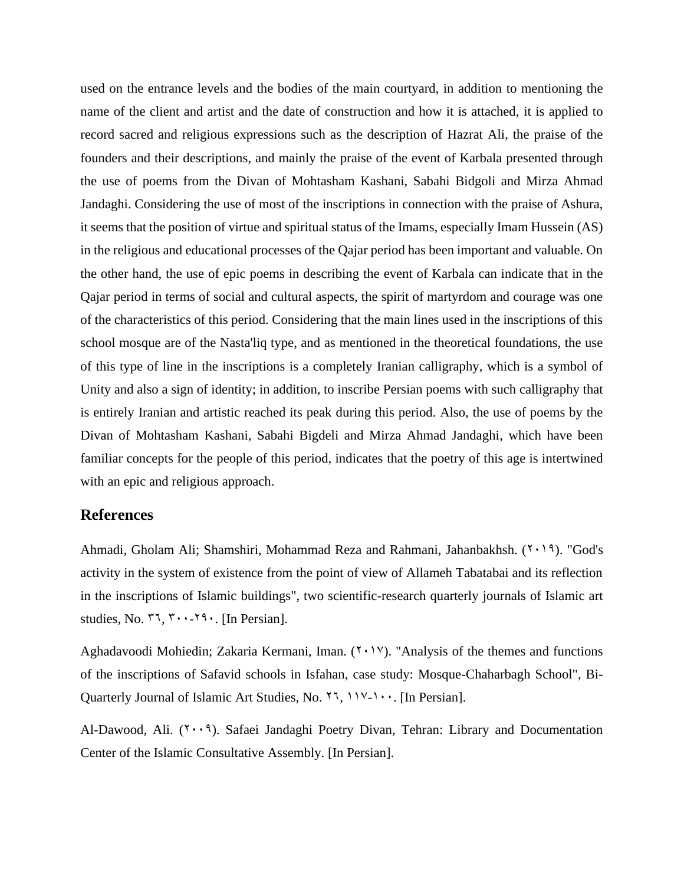used on the entrance levels and the bodies of the main courtyard, in addition to mentioning the name of the client and artist and the date of construction and how it is attached, it is applied to record sacred and religious expressions such as the description of Hazrat Ali, the praise of the founders and their descriptions, and mainly the praise of the event of Karbala presented through the use of poems from the Divan of Mohtasham Kashani, Sabahi Bidgoli and Mirza Ahmad Jandaghi. Considering the use of most of the inscriptions in connection with the praise of Ashura, it seems that the position of virtue and spiritual status of the Imams, especially Imam Hussein (AS) in the religious and educational processes of the Qajar period has been important and valuable. On the other hand, the use of epic poems in describing the event of Karbala can indicate that in the Qajar period in terms of social and cultural aspects, the spirit of martyrdom and courage was one of the characteristics of this period. Considering that the main lines used in the inscriptions of this school mosque are of the Nasta'liq type, and as mentioned in the theoretical foundations, the use of this type of line in the inscriptions is a completely Iranian calligraphy, which is a symbol of Unity and also a sign of identity; in addition, to inscribe Persian poems with such calligraphy that is entirely Iranian and artistic reached its peak during this period. Also, the use of poems by the Divan of Mohtasham Kashani, Sabahi Bigdeli and Mirza Ahmad Jandaghi, which have been familiar concepts for the people of this period, indicates that the poetry of this age is intertwined with an epic and religious approach.

## References

Ahmadi, Gholam Ali; Shamshiri, Mohammad Reza and Rahmani, Jahanbakhsh. (۲۰۱۹). "God's activity in the system of existence from the point of view of Allameh Tabatabai and its reflection in the inscriptions of Islamic buildings", two scientific-research quarterly journals of Islamic art studies, No. ۳٦, ۳۰۰-۲۹۰. [In Persian].

Aghadavoodi Mohiedin; Zakaria Kermani, Iman. (۲۰۱۷). "Analysis of the themes and functions of the inscriptions of Safavid schools in Isfahan, case study: Mosque-Chaharbagh School", Bi-Quarterly Journal of Islamic Art Studies, No. ۲٦, ۱۱۷-۱۰۰. [In Persian].

Al-Dawood, Ali. (۲۰۰۹). Safaei Jandaghi Poetry Divan, Tehran: Library and Documentation Center of the Islamic Consultative Assembly. [In Persian].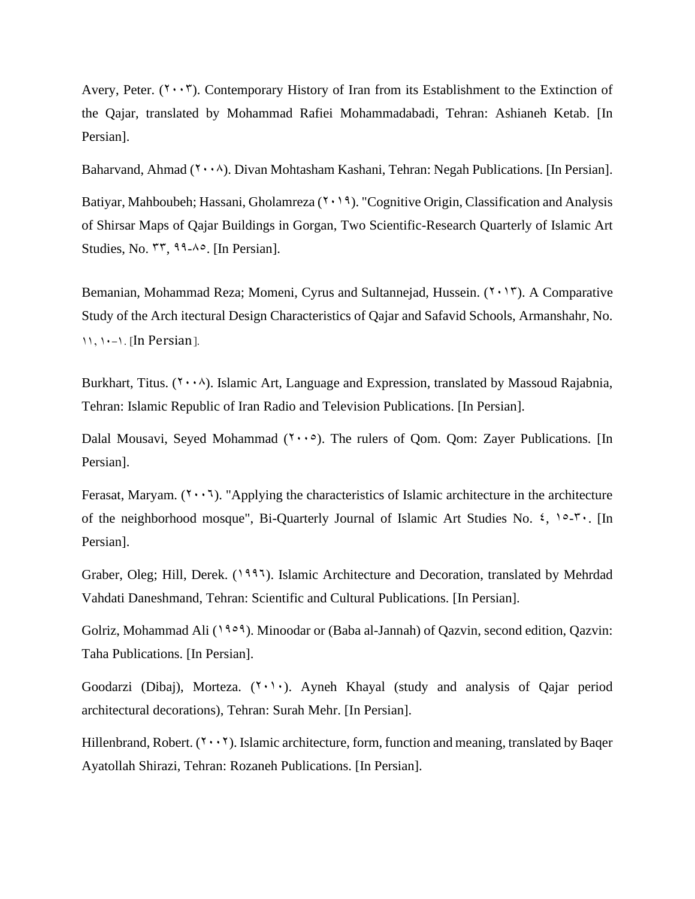Avery, Peter. (۲۰۰۳). Contemporary History of Iran from its Establishment to the Extinction of the Qajar, translated by Mohammad Rafiei Mohammadabadi, Tehran: Ashianeh Ketab. [In Persian].

Baharvand, Ahmad (۲۰۰۸). Divan Mohtasham Kashani, Tehran: Negah Publications. [In Persian].

Batiyar, Mahboubeh; Hassani, Gholamreza (۲۰۱۹). "Cognitive Origin, Classification and Analysis of Shirsar Maps of Qajar Buildings in Gorgan, Two Scientific-Research Quarterly of Islamic Art Studies, No. ۳۳, ۹۹-۸۵. [In Persian].

Bemanian, Mohammad Reza; Momeni, Cyrus and Sultannejad, Hussein. (۲۰۱۳). A Comparative Study of the Arch itectural Design Characteristics of Qajar and Safavid Schools, Armanshahr, No. ۱۱, ۱۰-۱. [In Persian].

Burkhart, Titus. (۲۰۰۸). Islamic Art, Language and Expression, translated by Massoud Rajabnia, Tehran: Islamic Republic of Iran Radio and Television Publications. [In Persian].

Dalal Mousavi, Seyed Mohammad (۲۰۰۵). The rulers of Qom. Qom: Zayer Publications. [In Persian].

Ferasat, Maryam. (۲۰۰٦). "Applying the characteristics of Islamic architecture in the architecture of the neighborhood mosque", Bi-Quarterly Journal of Islamic Art Studies No. ٤, ۱۵-۳۰. [In Persian].

Graber, Oleg; Hill, Derek. (۱۹۹٦). Islamic Architecture and Decoration, translated by Mehrdad Vahdati Daneshmand, Tehran: Scientific and Cultural Publications. [In Persian].

Golriz, Mohammad Ali (۱۹۵۹). Minoodar or (Baba al-Jannah) of Qazvin, second edition, Qazvin: Taha Publications. [In Persian].

Goodarzi (Dibaj), Morteza. (۲۰۱۰). Ayneh Khayal (study and analysis of Qajar period architectural decorations), Tehran: Surah Mehr. [In Persian].

Hillenbrand, Robert. (۲۰۰۲). Islamic architecture, form, function and meaning, translated by Baqer Ayatollah Shirazi, Tehran: Rozaneh Publications. [In Persian].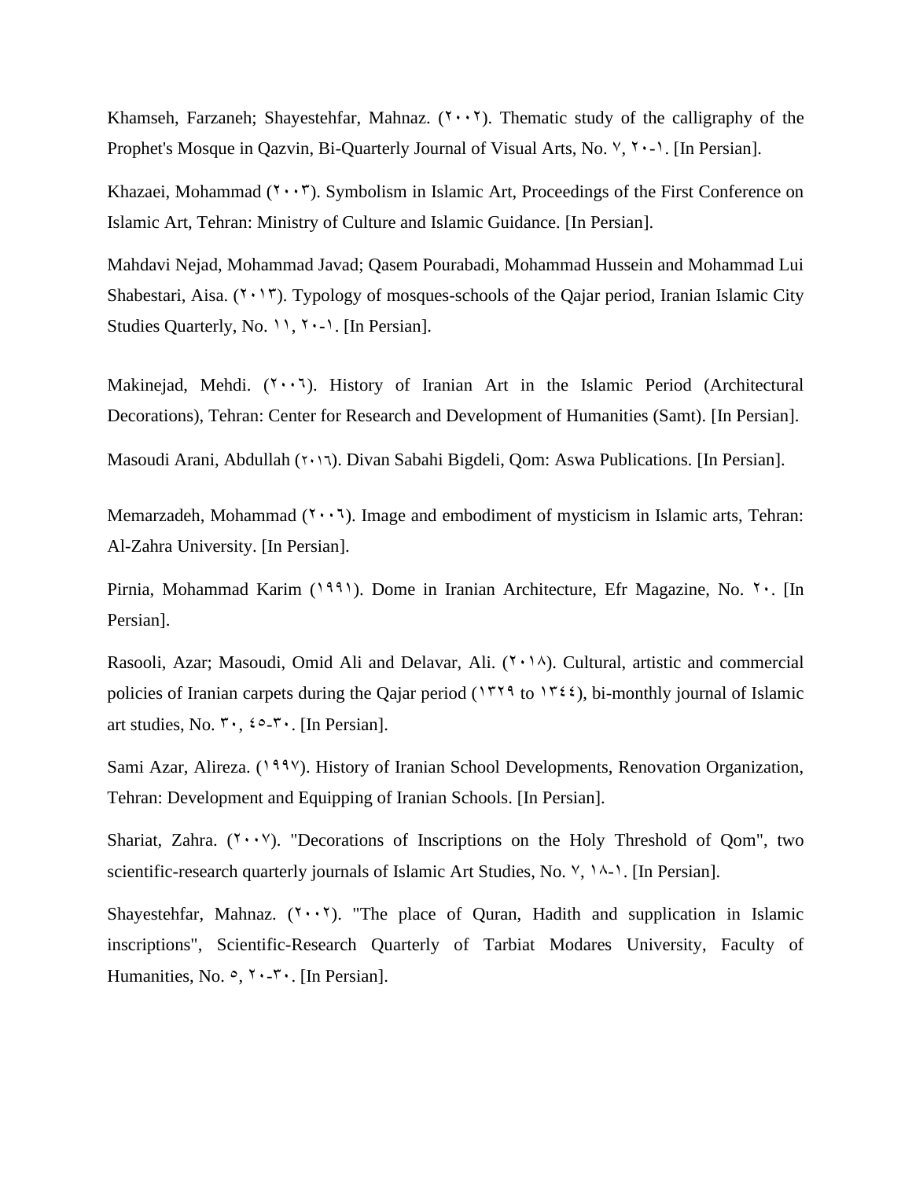Khamseh, Farzaneh; Shayestehfar, Mahnaz. (۲۰۰۲). Thematic study of the calligraphy of the Prophet's Mosque in Qazvin, Bi-Quarterly Journal of Visual Arts, No. ۷, ۲۰-۱. [In Persian].

Khazaei, Mohammad (۲۰۰۳). Symbolism in Islamic Art, Proceedings of the First Conference on Islamic Art, Tehran: Ministry of Culture and Islamic Guidance. [In Persian].

Mahdavi Nejad, Mohammad Javad; Qasem Pourabadi, Mohammad Hussein and Mohammad Lui Shabestari, Aisa. (۲۰۱۳). Typology of mosques-schools of the Qajar period, Iranian Islamic City Studies Quarterly, No. ۱۱, ۲۰-۱. [In Persian].

Makinejad, Mehdi. (۲۰۰٦). History of Iranian Art in the Islamic Period (Architectural Decorations), Tehran: Center for Research and Development of Humanities (Samt). [In Persian].

Masoudi Arani, Abdullah (۲۰۱٦). Divan Sabahi Bigdeli, Qom: Aswa Publications. [In Persian].

Memarzadeh, Mohammad (۲۰۰٦). Image and embodiment of mysticism in Islamic arts, Tehran: Al-Zahra University. [In Persian].

Pirnia, Mohammad Karim (۱۹۹۱). Dome in Iranian Architecture, Efr Magazine, No. ۲۰. [In Persian].

Rasooli, Azar; Masoudi, Omid Ali and Delavar, Ali. (۲۰۱۸). Cultural, artistic and commercial policies of Iranian carpets during the Qajar period (۱۳۲۹ to ۱۳٤٤), bi-monthly journal of Islamic art studies, No. ۳۰, ٤٥-۳۰. [In Persian].

Sami Azar, Alireza. (۱۹۹۷). History of Iranian School Developments, Renovation Organization, Tehran: Development and Equipping of Iranian Schools. [In Persian].

Shariat, Zahra. (۲۰۰۷). "Decorations of Inscriptions on the Holy Threshold of Qom", two scientific-research quarterly journals of Islamic Art Studies, No. ۷, ۱۸-۱. [In Persian].

Shayestehfar, Mahnaz. (۲۰۰۲). "The place of Quran, Hadith and supplication in Islamic inscriptions", Scientific-Research Quarterly of Tarbiat Modares University, Faculty of Humanities, No. ٥, ۲۰-۳۰. [In Persian].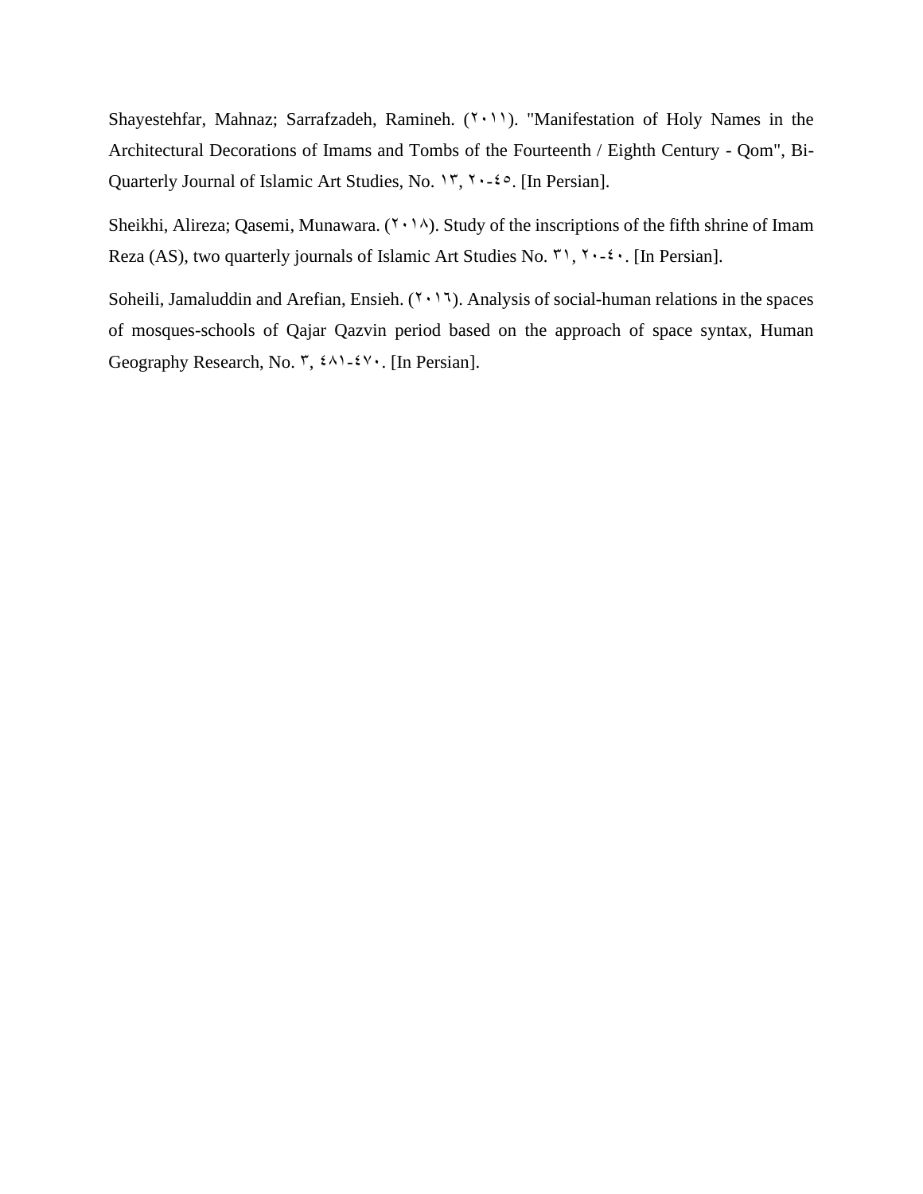Shayestehfar, Mahnaz; Sarrafzadeh, Ramineh. (٢٠١١). "Manifestation of Holy Names in the Architectural Decorations of Imams and Tombs of the Fourteenth / Eighth Century - Qom", Bi-Quarterly Journal of Islamic Art Studies, No. ١٣, ٢٠-٤٥. [In Persian].

Sheikhi, Alireza; Qasemi, Munawara. (٢٠١٨). Study of the inscriptions of the fifth shrine of Imam Reza (AS), two quarterly journals of Islamic Art Studies No. ٣١, ٢٠-٤٠. [In Persian].

Soheili, Jamaluddin and Arefian, Ensieh. (٢٠١٦). Analysis of social-human relations in the spaces of mosques-schools of Qajar Qazvin period based on the approach of space syntax, Human Geography Research, No. ٣, ٤٨١-٤٧٠. [In Persian].